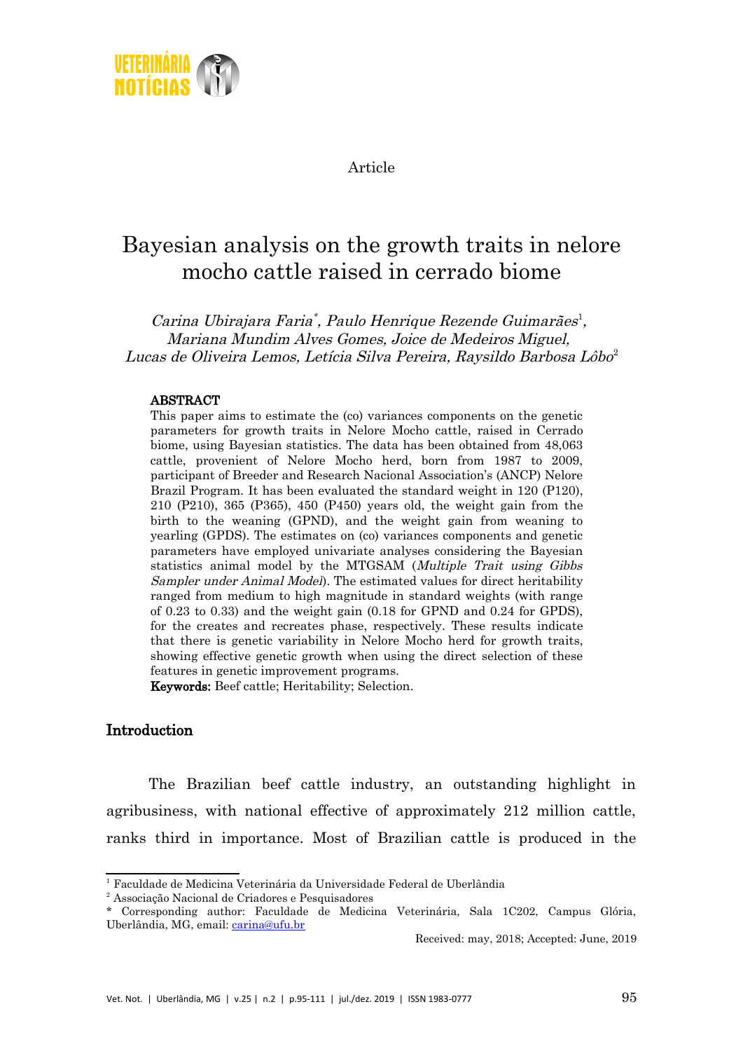Article

# Bayesian analysis on the growth traits in nelore mocho cattle raised in cerrado biome

*Carina Ubirajara Faria\*, Paulo Henrique Rezende Guimarães[1], Mariana Mundim Alves Gomes, Joice de Medeiros Miguel, Lucas de Oliveira Lemos, Letícia Silva Pereira, Raysildo Barbosa Lôbo[2]*

**ABSTRACT**

This paper aims to estimate the (co) variances components on the genetic parameters for growth traits in Nelore Mocho cattle, raised in Cerrado biome, using Bayesian statistics. The data has been obtained from 48,063 cattle, provenient of Nelore Mocho herd, born from 1987 to 2009, participant of Breeder and Research Nacional Association's (ANCP) Nelore Brazil Program. It has been evaluated the standard weight in 120 (P120), 210 (P210), 365 (P365), 450 (P450) years old, the weight gain from the birth to the weaning (GPND), and the weight gain from weaning to yearling (GPDS). The estimates on (co) variances components and genetic parameters have employed univariate analyses considering the Bayesian statistics animal model by the MTGSAM (*Multiple Trait using Gibbs Sampler under Animal Model*). The estimated values for direct heritability ranged from medium to high magnitude in standard weights (with range of 0.23 to 0.33) and the weight gain (0.18 for GPND and 0.24 for GPDS), for the creates and recreates phase, respectively. These results indicate that there is genetic variability in Nelore Mocho herd for growth traits, showing effective genetic growth when using the direct selection of these features in genetic improvement programs.

**Keywords:** Beef cattle; Heritability; Selection.

## Introduction

The Brazilian beef cattle industry, an outstanding highlight in agribusiness, with national effective of approximately 212 million cattle, ranks third in importance. Most of Brazilian cattle is produced in the

---

[1] Faculdade de Medicina Veterinária da Universidade Federal de Uberlândia

[2] Associação Nacional de Criadores e Pesquisadores

\* Corresponding author: Faculdade de Medicina Veterinária, Sala 1C202, Campus Glória, Uberlândia, MG, email: carina@ufu.br

Received: may, 2018; Accepted: June, 2019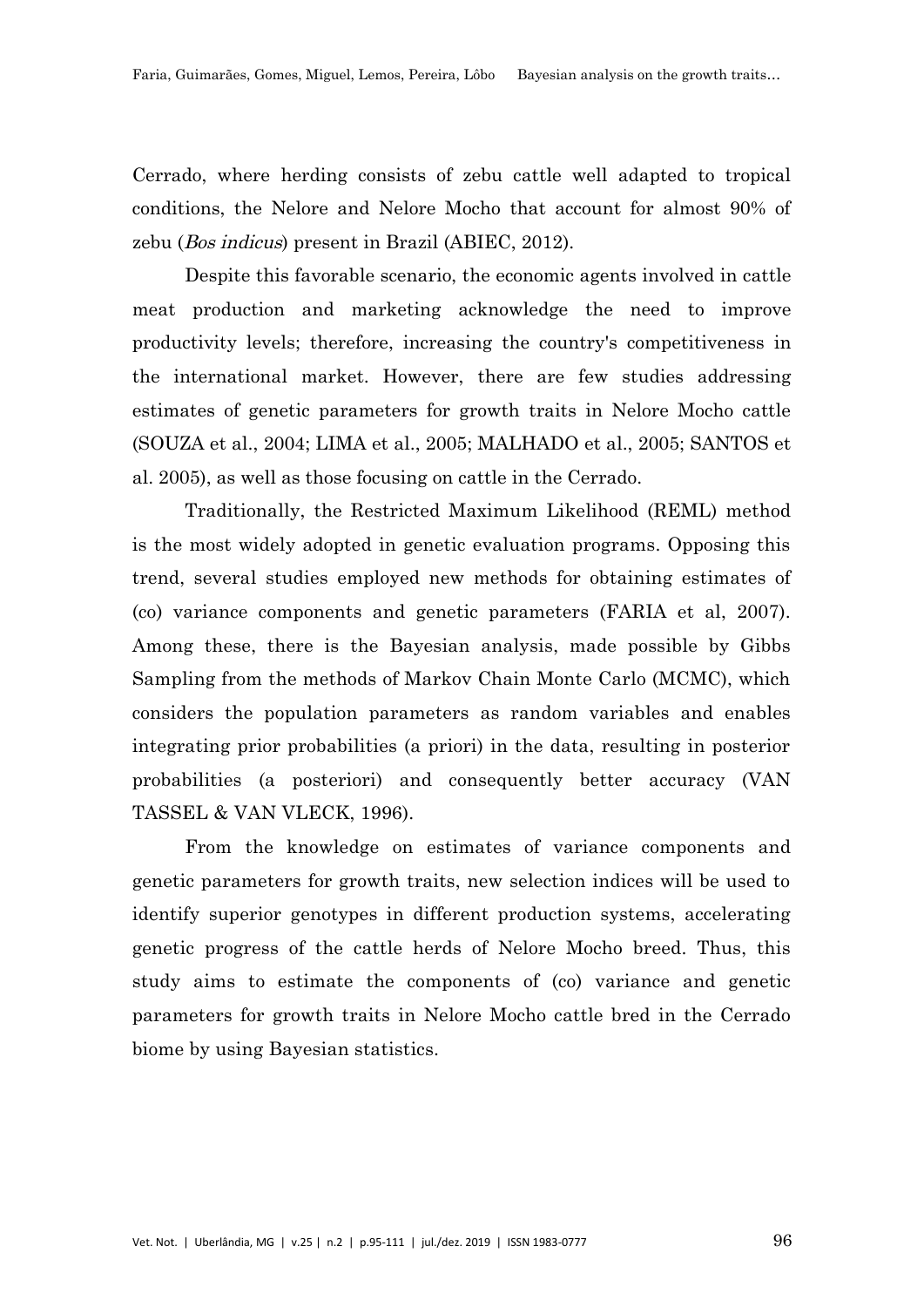Cerrado, where herding consists of zebu cattle well adapted to tropical conditions, the Nelore and Nelore Mocho that account for almost 90% of zebu (*Bos indicus*) present in Brazil (ABIEC, 2012).

Despite this favorable scenario, the economic agents involved in cattle meat production and marketing acknowledge the need to improve productivity levels; therefore, increasing the country's competitiveness in the international market. However, there are few studies addressing estimates of genetic parameters for growth traits in Nelore Mocho cattle (SOUZA et al., 2004; LIMA et al., 2005; MALHADO et al., 2005; SANTOS et al. 2005), as well as those focusing on cattle in the Cerrado.

Traditionally, the Restricted Maximum Likelihood (REML) method is the most widely adopted in genetic evaluation programs. Opposing this trend, several studies employed new methods for obtaining estimates of (co) variance components and genetic parameters (FARIA et al, 2007). Among these, there is the Bayesian analysis, made possible by Gibbs Sampling from the methods of Markov Chain Monte Carlo (MCMC), which considers the population parameters as random variables and enables integrating prior probabilities (a priori) in the data, resulting in posterior probabilities (a posteriori) and consequently better accuracy (VAN TASSEL & VAN VLECK, 1996).

From the knowledge on estimates of variance components and genetic parameters for growth traits, new selection indices will be used to identify superior genotypes in different production systems, accelerating genetic progress of the cattle herds of Nelore Mocho breed. Thus, this study aims to estimate the components of (co) variance and genetic parameters for growth traits in Nelore Mocho cattle bred in the Cerrado biome by using Bayesian statistics.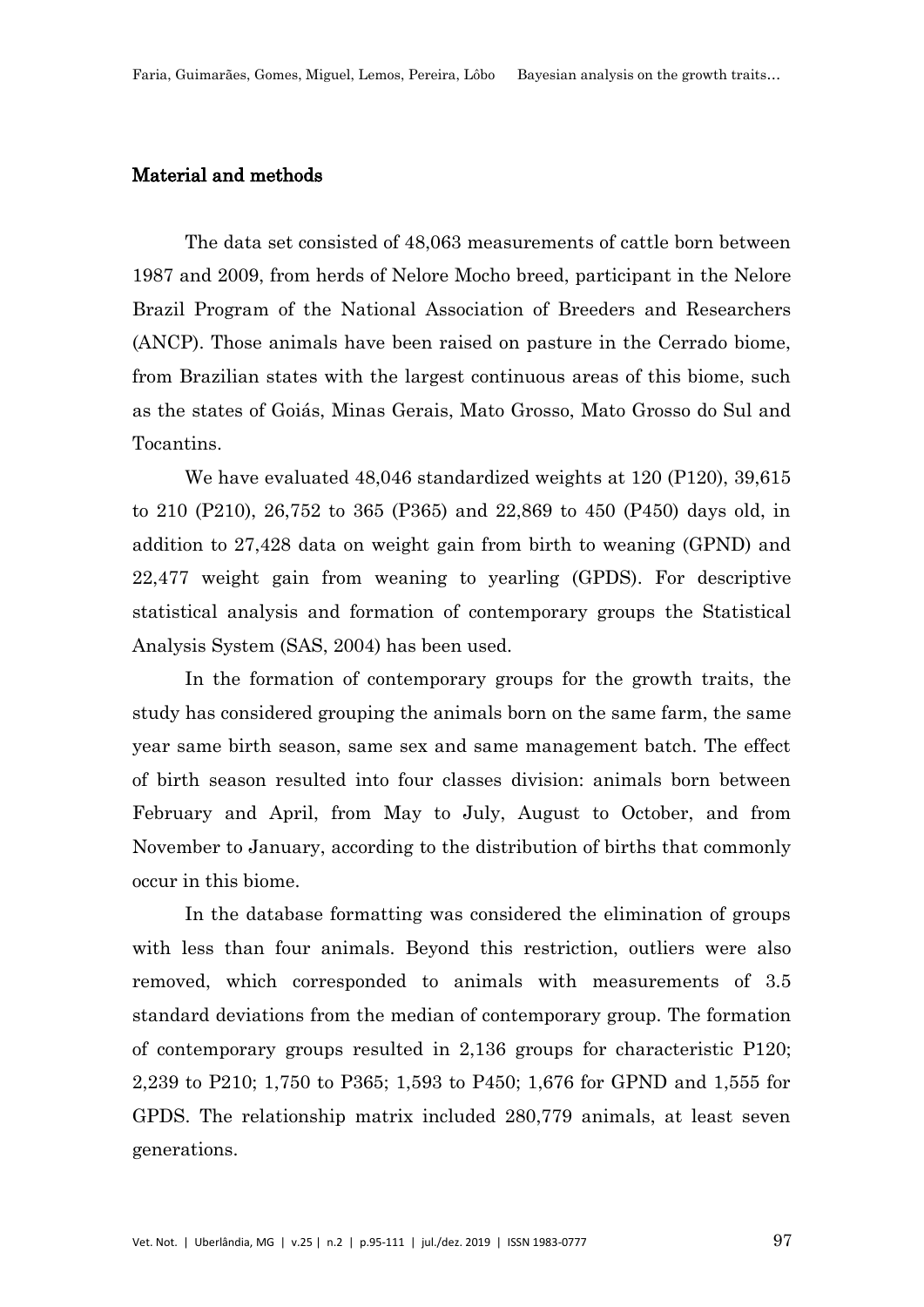## Material and methods

The data set consisted of 48,063 measurements of cattle born between 1987 and 2009, from herds of Nelore Mocho breed, participant in the Nelore Brazil Program of the National Association of Breeders and Researchers (ANCP). Those animals have been raised on pasture in the Cerrado biome, from Brazilian states with the largest continuous areas of this biome, such as the states of Goiás, Minas Gerais, Mato Grosso, Mato Grosso do Sul and Tocantins.

We have evaluated 48,046 standardized weights at 120 (P120), 39,615 to 210 (P210), 26,752 to 365 (P365) and 22,869 to 450 (P450) days old, in addition to 27,428 data on weight gain from birth to weaning (GPND) and 22,477 weight gain from weaning to yearling (GPDS). For descriptive statistical analysis and formation of contemporary groups the Statistical Analysis System (SAS, 2004) has been used.

In the formation of contemporary groups for the growth traits, the study has considered grouping the animals born on the same farm, the same year same birth season, same sex and same management batch. The effect of birth season resulted into four classes division: animals born between February and April, from May to July, August to October, and from November to January, according to the distribution of births that commonly occur in this biome.

In the database formatting was considered the elimination of groups with less than four animals. Beyond this restriction, outliers were also removed, which corresponded to animals with measurements of 3.5 standard deviations from the median of contemporary group. The formation of contemporary groups resulted in 2,136 groups for characteristic P120; 2,239 to P210; 1,750 to P365; 1,593 to P450; 1,676 for GPND and 1,555 for GPDS. The relationship matrix included 280,779 animals, at least seven generations.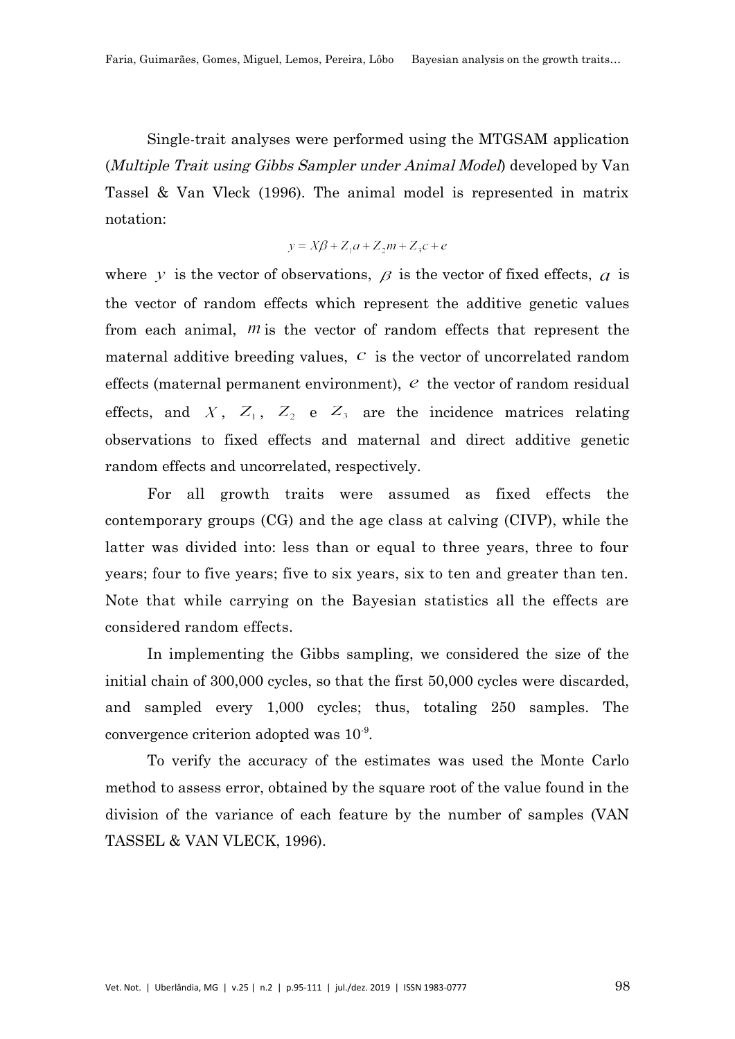Single-trait analyses were performed using the MTGSAM application (*Multiple Trait using Gibbs Sampler under Animal Model*) developed by Van Tassel & Van Vleck (1996). The animal model is represented in matrix notation:

$$y = X\beta + Z_1 a + Z_2 m + Z_3 c + e$$

where $y$ is the vector of observations, $\beta$ is the vector of fixed effects, $a$ is the vector of random effects which represent the additive genetic values from each animal, $m$ is the vector of random effects that represent the maternal additive breeding values, $c$ is the vector of uncorrelated random effects (maternal permanent environment), $e$ the vector of random residual effects, and $X$, $Z_1$, $Z_2$ e $Z_3$ are the incidence matrices relating observations to fixed effects and maternal and direct additive genetic random effects and uncorrelated, respectively.

For all growth traits were assumed as fixed effects the contemporary groups (CG) and the age class at calving (CIVP), while the latter was divided into: less than or equal to three years, three to four years; four to five years; five to six years, six to ten and greater than ten. Note that while carrying on the Bayesian statistics all the effects are considered random effects.

In implementing the Gibbs sampling, we considered the size of the initial chain of 300,000 cycles, so that the first 50,000 cycles were discarded, and sampled every 1,000 cycles; thus, totaling 250 samples. The convergence criterion adopted was $10^{-9}$.

To verify the accuracy of the estimates was used the Monte Carlo method to assess error, obtained by the square root of the value found in the division of the variance of each feature by the number of samples (VAN TASSEL & VAN VLECK, 1996).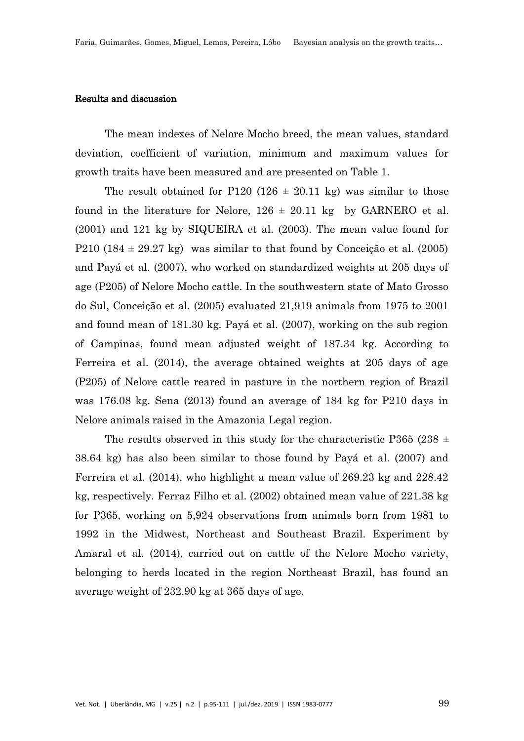**Results and discussion**

The mean indexes of Nelore Mocho breed, the mean values, standard deviation, coefficient of variation, minimum and maximum values for growth traits have been measured and are presented on Table 1.

The result obtained for P120 (126 ± 20.11 kg) was similar to those found in the literature for Nelore, 126 ± 20.11 kg by GARNERO et al. (2001) and 121 kg by SIQUEIRA et al. (2003). The mean value found for P210 (184 ± 29.27 kg) was similar to that found by Conceição et al. (2005) and Payá et al. (2007), who worked on standardized weights at 205 days of age (P205) of Nelore Mocho cattle. In the southwestern state of Mato Grosso do Sul, Conceição et al. (2005) evaluated 21,919 animals from 1975 to 2001 and found mean of 181.30 kg. Payá et al. (2007), working on the sub region of Campinas, found mean adjusted weight of 187.34 kg. According to Ferreira et al. (2014), the average obtained weights at 205 days of age (P205) of Nelore cattle reared in pasture in the northern region of Brazil was 176.08 kg. Sena (2013) found an average of 184 kg for P210 days in Nelore animals raised in the Amazonia Legal region.

The results observed in this study for the characteristic P365 (238 ± 38.64 kg) has also been similar to those found by Payá et al. (2007) and Ferreira et al. (2014), who highlight a mean value of 269.23 kg and 228.42 kg, respectively. Ferraz Filho et al. (2002) obtained mean value of 221.38 kg for P365, working on 5,924 observations from animals born from 1981 to 1992 in the Midwest, Northeast and Southeast Brazil. Experiment by Amaral et al. (2014), carried out on cattle of the Nelore Mocho variety, belonging to herds located in the region Northeast Brazil, has found an average weight of 232.90 kg at 365 days of age.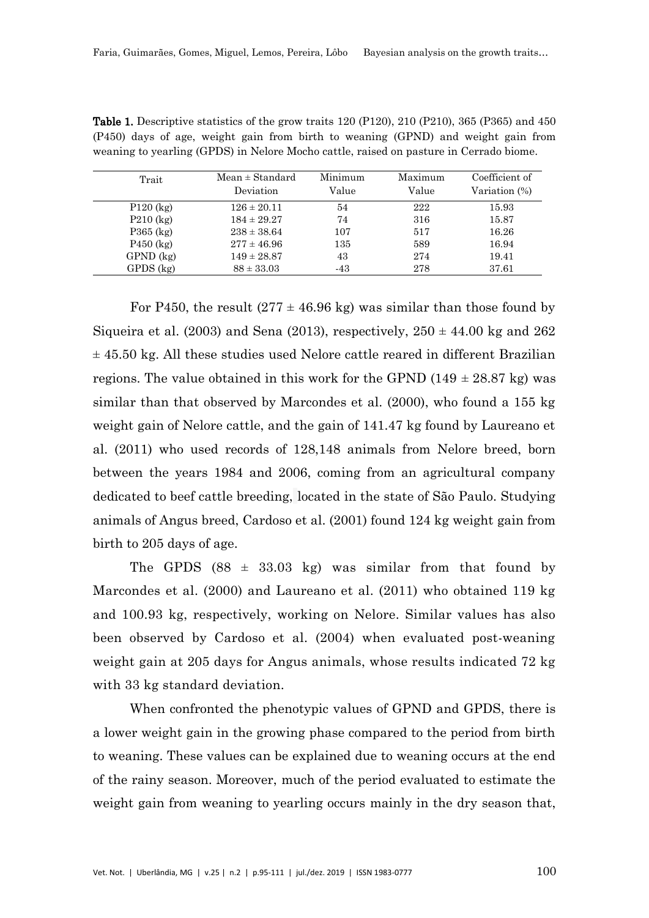**Table 1.** Descriptive statistics of the grow traits 120 (P120), 210 (P210), 365 (P365) and 450 (P450) days of age, weight gain from birth to weaning (GPND) and weight gain from weaning to yearling (GPDS) in Nelore Mocho cattle, raised on pasture in Cerrado biome.

| Trait | Mean ± Standard Deviation | Minimum Value | Maximum Value | Coefficient of Variation (%) |
|---|---|---|---|---|
| P120 (kg) | 126 ± 20.11 | 54 | 222 | 15.93 |
| P210 (kg) | 184 ± 29.27 | 74 | 316 | 15.87 |
| P365 (kg) | 238 ± 38.64 | 107 | 517 | 16.26 |
| P450 (kg) | 277 ± 46.96 | 135 | 589 | 16.94 |
| GPND (kg) | 149 ± 28.87 | 43 | 274 | 19.41 |
| GPDS (kg) | 88 ± 33.03 | -43 | 278 | 37.61 |

For P450, the result (277 ± 46.96 kg) was similar than those found by Siqueira et al. (2003) and Sena (2013), respectively, 250 ± 44.00 kg and 262 ± 45.50 kg. All these studies used Nelore cattle reared in different Brazilian regions. The value obtained in this work for the GPND (149 ± 28.87 kg) was similar than that observed by Marcondes et al. (2000), who found a 155 kg weight gain of Nelore cattle, and the gain of 141.47 kg found by Laureano et al. (2011) who used records of 128,148 animals from Nelore breed, born between the years 1984 and 2006, coming from an agricultural company dedicated to beef cattle breeding, located in the state of São Paulo. Studying animals of Angus breed, Cardoso et al. (2001) found 124 kg weight gain from birth to 205 days of age.

The GPDS (88 ± 33.03 kg) was similar from that found by Marcondes et al. (2000) and Laureano et al. (2011) who obtained 119 kg and 100.93 kg, respectively, working on Nelore. Similar values has also been observed by Cardoso et al. (2004) when evaluated post-weaning weight gain at 205 days for Angus animals, whose results indicated 72 kg with 33 kg standard deviation.

When confronted the phenotypic values of GPND and GPDS, there is a lower weight gain in the growing phase compared to the period from birth to weaning. These values can be explained due to weaning occurs at the end of the rainy season. Moreover, much of the period evaluated to estimate the weight gain from weaning to yearling occurs mainly in the dry season that,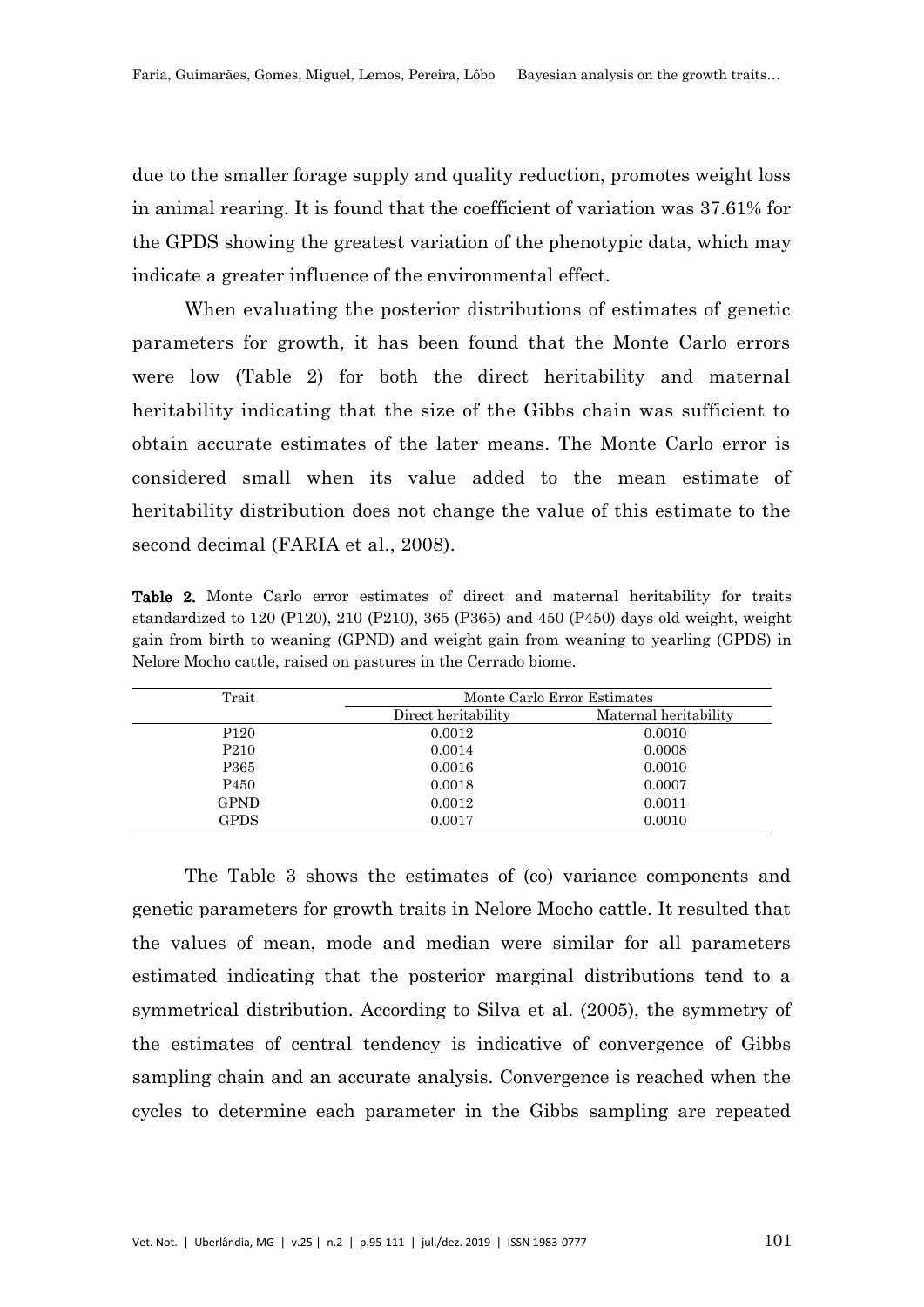due to the smaller forage supply and quality reduction, promotes weight loss in animal rearing. It is found that the coefficient of variation was 37.61% for the GPDS showing the greatest variation of the phenotypic data, which may indicate a greater influence of the environmental effect.

When evaluating the posterior distributions of estimates of genetic parameters for growth, it has been found that the Monte Carlo errors were low (Table 2) for both the direct heritability and maternal heritability indicating that the size of the Gibbs chain was sufficient to obtain accurate estimates of the later means. The Monte Carlo error is considered small when its value added to the mean estimate of heritability distribution does not change the value of this estimate to the second decimal (FARIA et al., 2008).

**Table 2.** Monte Carlo error estimates of direct and maternal heritability for traits standardized to 120 (P120), 210 (P210), 365 (P365) and 450 (P450) days old weight, weight gain from birth to weaning (GPND) and weight gain from weaning to yearling (GPDS) in Nelore Mocho cattle, raised on pastures in the Cerrado biome.

| Trait | Monte Carlo Error Estimates | |
|---|---|---|
| | Direct heritability | Maternal heritability |
| P120 | 0.0012 | 0.0010 |
| P210 | 0.0014 | 0.0008 |
| P365 | 0.0016 | 0.0010 |
| P450 | 0.0018 | 0.0007 |
| GPND | 0.0012 | 0.0011 |
| GPDS | 0.0017 | 0.0010 |

The Table 3 shows the estimates of (co) variance components and genetic parameters for growth traits in Nelore Mocho cattle. It resulted that the values of mean, mode and median were similar for all parameters estimated indicating that the posterior marginal distributions tend to a symmetrical distribution. According to Silva et al. (2005), the symmetry of the estimates of central tendency is indicative of convergence of Gibbs sampling chain and an accurate analysis. Convergence is reached when the cycles to determine each parameter in the Gibbs sampling are repeated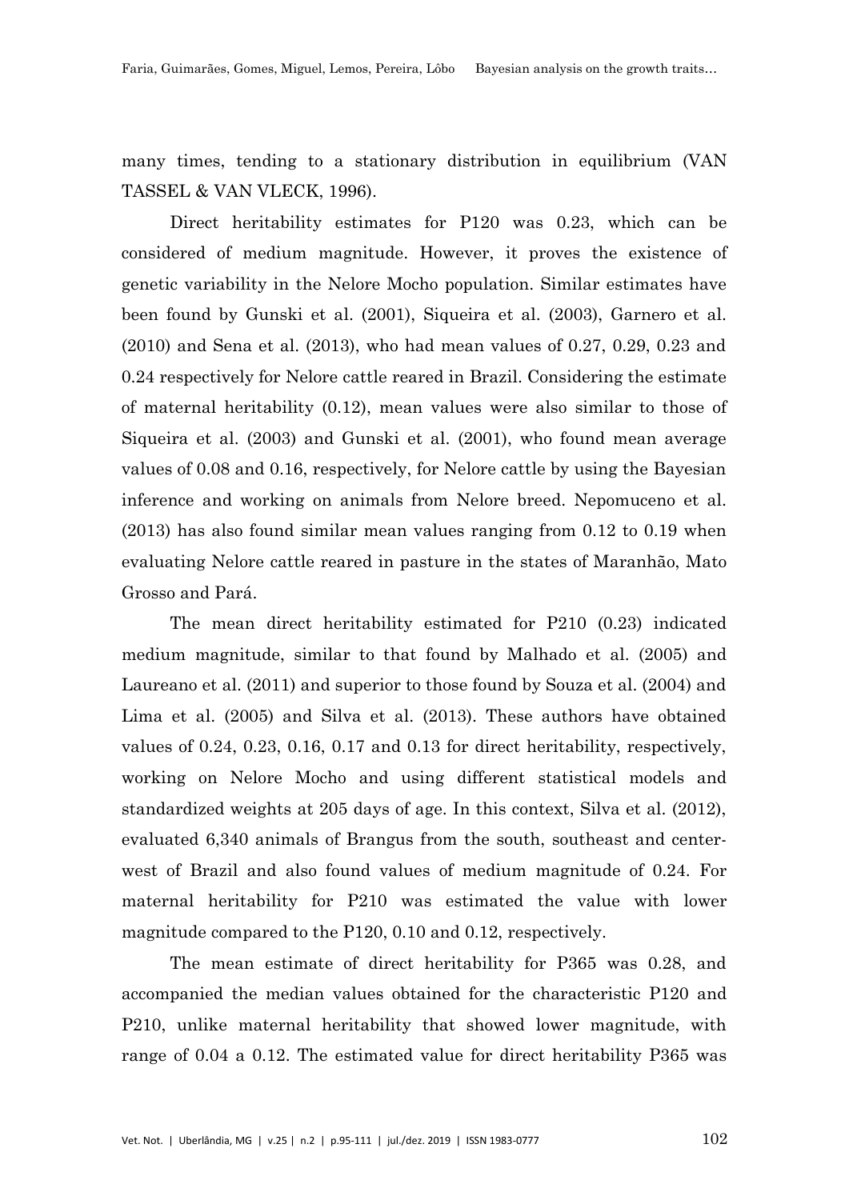many times, tending to a stationary distribution in equilibrium (VAN TASSEL & VAN VLECK, 1996).

Direct heritability estimates for P120 was 0.23, which can be considered of medium magnitude. However, it proves the existence of genetic variability in the Nelore Mocho population. Similar estimates have been found by Gunski et al. (2001), Siqueira et al. (2003), Garnero et al. (2010) and Sena et al. (2013), who had mean values of 0.27, 0.29, 0.23 and 0.24 respectively for Nelore cattle reared in Brazil. Considering the estimate of maternal heritability (0.12), mean values were also similar to those of Siqueira et al. (2003) and Gunski et al. (2001), who found mean average values of 0.08 and 0.16, respectively, for Nelore cattle by using the Bayesian inference and working on animals from Nelore breed. Nepomuceno et al. (2013) has also found similar mean values ranging from 0.12 to 0.19 when evaluating Nelore cattle reared in pasture in the states of Maranhão, Mato Grosso and Pará.

The mean direct heritability estimated for P210 (0.23) indicated medium magnitude, similar to that found by Malhado et al. (2005) and Laureano et al. (2011) and superior to those found by Souza et al. (2004) and Lima et al. (2005) and Silva et al. (2013). These authors have obtained values of 0.24, 0.23, 0.16, 0.17 and 0.13 for direct heritability, respectively, working on Nelore Mocho and using different statistical models and standardized weights at 205 days of age. In this context, Silva et al. (2012), evaluated 6,340 animals of Brangus from the south, southeast and center-west of Brazil and also found values of medium magnitude of 0.24. For maternal heritability for P210 was estimated the value with lower magnitude compared to the P120, 0.10 and 0.12, respectively.

The mean estimate of direct heritability for P365 was 0.28, and accompanied the median values obtained for the characteristic P120 and P210, unlike maternal heritability that showed lower magnitude, with range of 0.04 a 0.12. The estimated value for direct heritability P365 was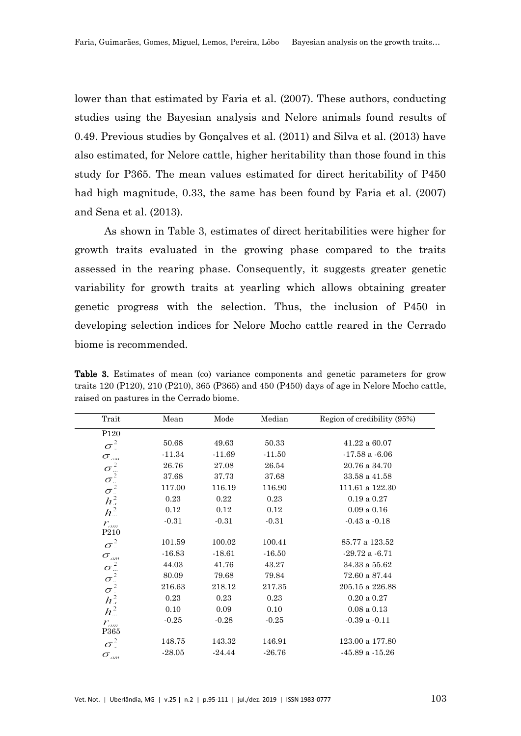lower than that estimated by Faria et al. (2007). These authors, conducting studies using the Bayesian analysis and Nelore animals found results of 0.49. Previous studies by Gonçalves et al. (2011) and Silva et al. (2013) have also estimated, for Nelore cattle, higher heritability than those found in this study for P365. The mean values estimated for direct heritability of P450 had high magnitude, 0.33, the same has been found by Faria et al. (2007) and Sena et al. (2013).

As shown in Table 3, estimates of direct heritabilities were higher for growth traits evaluated in the growing phase compared to the traits assessed in the rearing phase. Consequently, it suggests greater genetic variability for growth traits at yearling which allows obtaining greater genetic progress with the selection. Thus, the inclusion of P450 in developing selection indices for Nelore Mocho cattle reared in the Cerrado biome is recommended.

**Table 3.** Estimates of mean (co) variance components and genetic parameters for grow traits 120 (P120), 210 (P210), 365 (P365) and 450 (P450) days of age in Nelore Mocho cattle, raised on pastures in the Cerrado biome.

| Trait | Mean | Mode | Median | Region of credibility (95%) |
|---|---|---|---|---|
| P120 | | | | |
| $\sigma^2_a$ | 50.68 | 49.63 | 50.33 | 41.22 a 60.07 |
| $\sigma_{am}$ | -11.34 | -11.69 | -11.50 | -17.58 a -6.06 |
| $\sigma^2_m$ | 26.76 | 27.08 | 26.54 | 20.76 a 34.70 |
| $\sigma^2_c$ | 37.68 | 37.73 | 37.68 | 33.58 a 41.58 |
| $\sigma^2_e$ | 117.00 | 116.19 | 116.90 | 111.61 a 122.30 |
| $h^2_d$ | 0.23 | 0.22 | 0.23 | 0.19 a 0.27 |
| $h^2_m$ | 0.12 | 0.12 | 0.12 | 0.09 a 0.16 |
| $r_{am}$ | -0.31 | -0.31 | -0.31 | -0.43 a -0.18 |
| P210 | | | | |
| $\sigma^2_a$ | 101.59 | 100.02 | 100.41 | 85.77 a 123.52 |
| $\sigma_{am}$ | -16.83 | -18.61 | -16.50 | -29.72 a -6.71 |
| $\sigma^2_m$ | 44.03 | 41.76 | 43.27 | 34.33 a 55.62 |
| $\sigma^2_c$ | 80.09 | 79.68 | 79.84 | 72.60 a 87.44 |
| $\sigma^2_e$ | 216.63 | 218.12 | 217.35 | 205.15 a 226.88 |
| $h^2_d$ | 0.23 | 0.23 | 0.23 | 0.20 a 0.27 |
| $h^2_m$ | 0.10 | 0.09 | 0.10 | 0.08 a 0.13 |
| $r_{am}$ | -0.25 | -0.28 | -0.25 | -0.39 a -0.11 |
| P365 | | | | |
| $\sigma^2_a$ | 148.75 | 143.32 | 146.91 | 123.00 a 177.80 |
| $\sigma_{am}$ | -28.05 | -24.44 | -26.76 | -45.89 a -15.26 |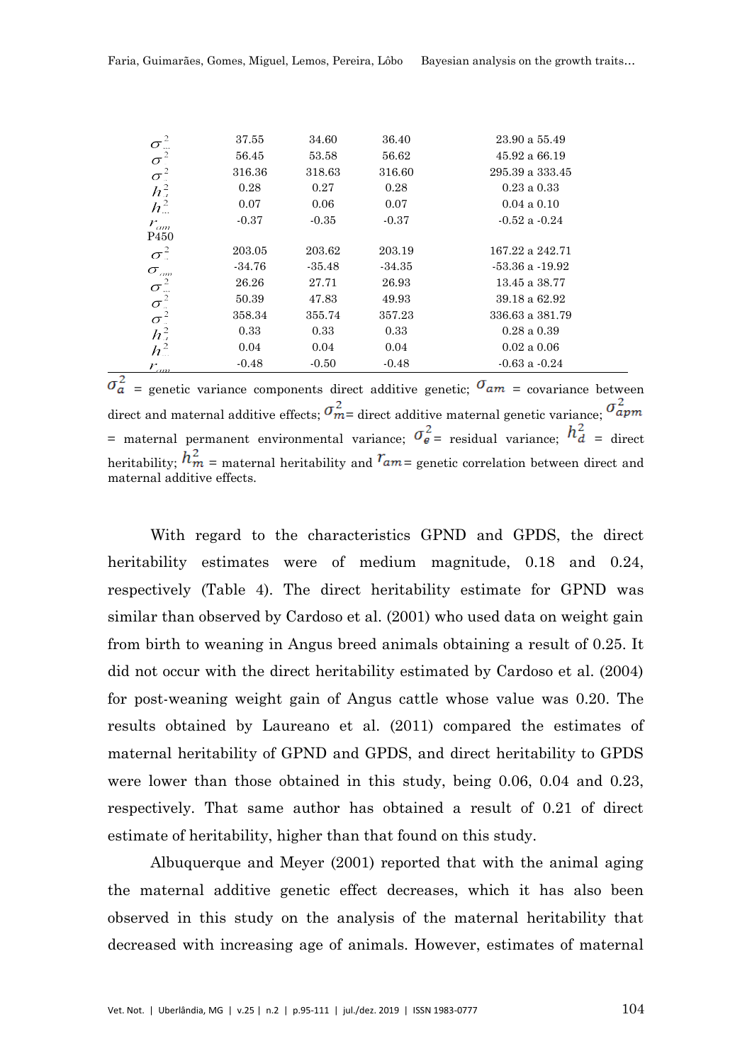|  |  |  |  |  |
|---|---|---|---|---|
| $\sigma^2_{m}$ | 37.55 | 34.60 | 36.40 | 23.90 a 55.49 |
| $\sigma^2$ | 56.45 | 53.58 | 56.62 | 45.92 a 66.19 |
| $\sigma^2_{e}$ | 316.36 | 318.63 | 316.60 | 295.39 a 333.45 |
| $h^2_d$ | 0.28 | 0.27 | 0.28 | 0.23 a 0.33 |
| $h^2_m$ | 0.07 | 0.06 | 0.07 | 0.04 a 0.10 |
| $r_{am}$ | -0.37 | -0.35 | -0.37 | -0.52 a -0.24 |
| P450 |  |  |  |  |
| $\sigma^2_a$ | 203.05 | 203.62 | 203.19 | 167.22 a 242.71 |
| $\sigma_{am}$ | -34.76 | -35.48 | -34.35 | -53.36 a -19.92 |
| $\sigma^2_m$ | 26.26 | 27.71 | 26.93 | 13.45 a 38.77 |
| $\sigma^2$ | 50.39 | 47.83 | 49.93 | 39.18 a 62.92 |
| $\sigma^2$ | 358.34 | 355.74 | 357.23 | 336.63 a 381.79 |
| $h^2_d$ | 0.33 | 0.33 | 0.33 | 0.28 a 0.39 |
| $h^2$ | 0.04 | 0.04 | 0.04 | 0.02 a 0.06 |
| $r_{am}$ | -0.48 | -0.50 | -0.48 | -0.63 a -0.24 |

$\sigma^2_a$ = genetic variance components direct additive genetic; $\sigma_{am}$ = covariance between direct and maternal additive effects; $\sigma^2_m$= direct additive maternal genetic variance; $\sigma^2_{apm}$ = maternal permanent environmental variance; $\sigma^2_e$ = residual variance; $h^2_d$ = direct heritability; $h^2_m$ = maternal heritability and $r_{am}$ = genetic correlation between direct and maternal additive effects.

With regard to the characteristics GPND and GPDS, the direct heritability estimates were of medium magnitude, 0.18 and 0.24, respectively (Table 4). The direct heritability estimate for GPND was similar than observed by Cardoso et al. (2001) who used data on weight gain from birth to weaning in Angus breed animals obtaining a result of 0.25. It did not occur with the direct heritability estimated by Cardoso et al. (2004) for post-weaning weight gain of Angus cattle whose value was 0.20. The results obtained by Laureano et al. (2011) compared the estimates of maternal heritability of GPND and GPDS, and direct heritability to GPDS were lower than those obtained in this study, being 0.06, 0.04 and 0.23, respectively. That same author has obtained a result of 0.21 of direct estimate of heritability, higher than that found on this study.

Albuquerque and Meyer (2001) reported that with the animal aging the maternal additive genetic effect decreases, which it has also been observed in this study on the analysis of the maternal heritability that decreased with increasing age of animals. However, estimates of maternal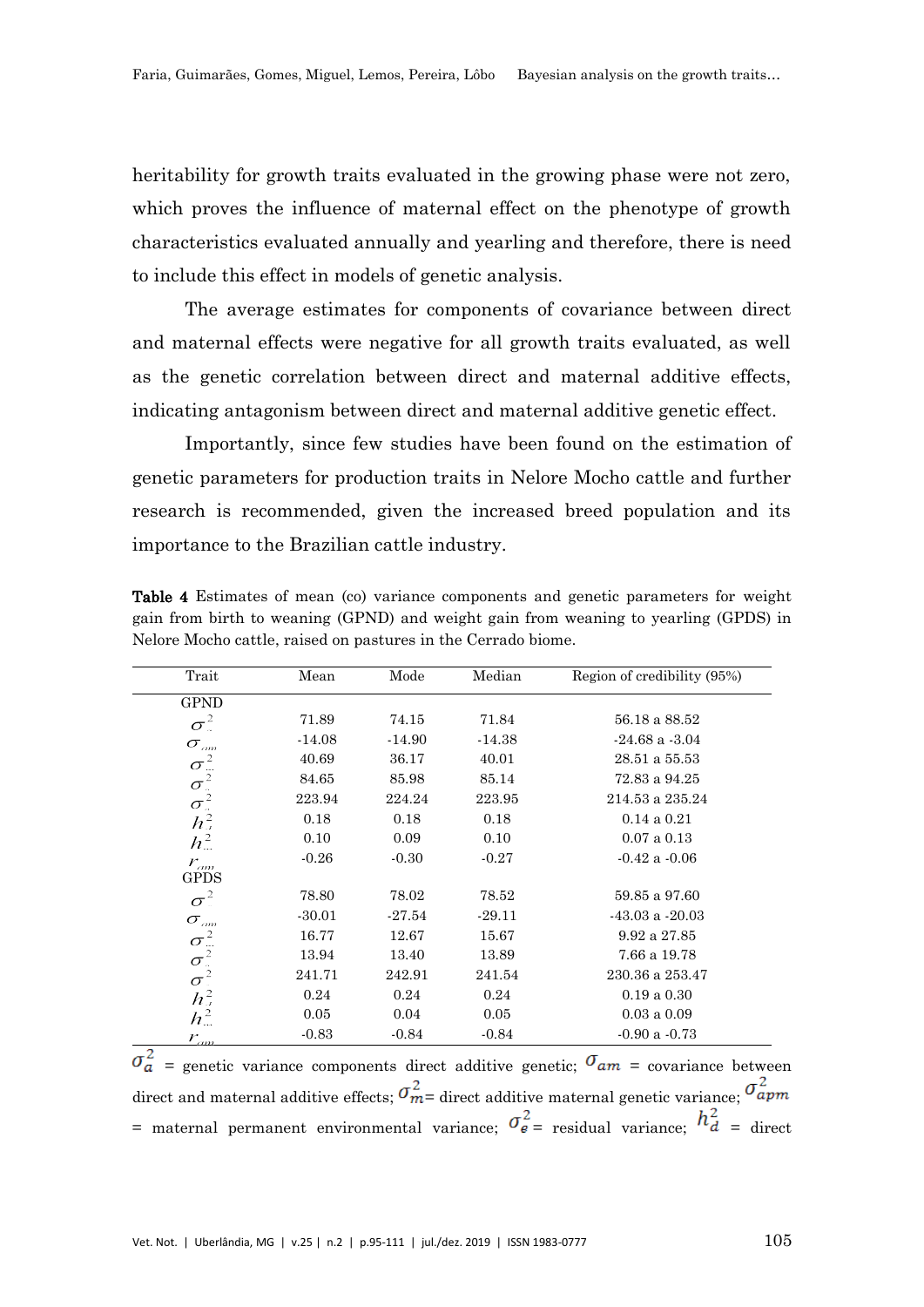heritability for growth traits evaluated in the growing phase were not zero, which proves the influence of maternal effect on the phenotype of growth characteristics evaluated annually and yearling and therefore, there is need to include this effect in models of genetic analysis.

The average estimates for components of covariance between direct and maternal effects were negative for all growth traits evaluated, as well as the genetic correlation between direct and maternal additive effects, indicating antagonism between direct and maternal additive genetic effect.

Importantly, since few studies have been found on the estimation of genetic parameters for production traits in Nelore Mocho cattle and further research is recommended, given the increased breed population and its importance to the Brazilian cattle industry.

**Table 4** Estimates of mean (co) variance components and genetic parameters for weight gain from birth to weaning (GPND) and weight gain from weaning to yearling (GPDS) in Nelore Mocho cattle, raised on pastures in the Cerrado biome.

| Trait | Mean | Mode | Median | Region of credibility (95%) |
|---|---|---|---|---|
| GPND | | | | |
| $\sigma_a^2$ | 71.89 | 74.15 | 71.84 | 56.18 a 88.52 |
| $\sigma_{am}$ | -14.08 | -14.90 | -14.38 | -24.68 a -3.04 |
| $\sigma_m^2$ | 40.69 | 36.17 | 40.01 | 28.51 a 55.53 |
| $\sigma_{apm}^2$ | 84.65 | 85.98 | 85.14 | 72.83 a 94.25 |
| $\sigma_e^2$ | 223.94 | 224.24 | 223.95 | 214.53 a 235.24 |
| $h_d^2$ | 0.18 | 0.18 | 0.18 | 0.14 a 0.21 |
| $h_m^2$ | 0.10 | 0.09 | 0.10 | 0.07 a 0.13 |
| $r_{am}$ | -0.26 | -0.30 | -0.27 | -0.42 a -0.06 |
| GPDS | | | | |
| $\sigma_a^2$ | 78.80 | 78.02 | 78.52 | 59.85 a 97.60 |
| $\sigma_{am}$ | -30.01 | -27.54 | -29.11 | -43.03 a -20.03 |
| $\sigma_m^2$ | 16.77 | 12.67 | 15.67 | 9.92 a 27.85 |
| $\sigma_{apm}^2$ | 13.94 | 13.40 | 13.89 | 7.66 a 19.78 |
| $\sigma_e^2$ | 241.71 | 242.91 | 241.54 | 230.36 a 253.47 |
| $h_d^2$ | 0.24 | 0.24 | 0.24 | 0.19 a 0.30 |
| $h_m^2$ | 0.05 | 0.04 | 0.05 | 0.03 a 0.09 |
| $r_{am}$ | -0.83 | -0.84 | -0.84 | -0.90 a -0.73 |

$\sigma_a^2$ = genetic variance components direct additive genetic; $\sigma_{am}$ = covariance between direct and maternal additive effects; $\sigma_m^2$= direct additive maternal genetic variance; $\sigma_{apm}^2$ = maternal permanent environmental variance; $\sigma_e^2$ = residual variance; $h_d^2$ = direct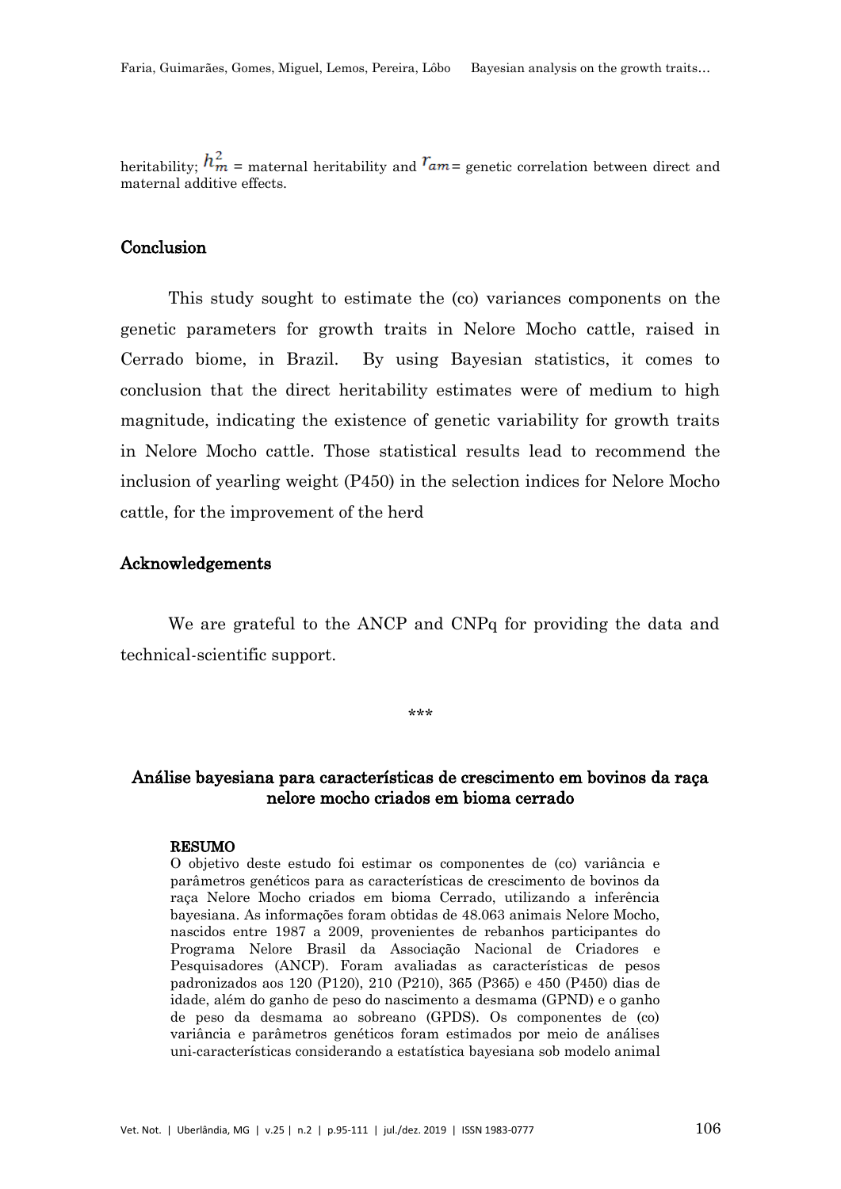heritability; $h_m^2$ = maternal heritability and $r_{am}$ = genetic correlation between direct and maternal additive effects.

## Conclusion

This study sought to estimate the (co) variances components on the genetic parameters for growth traits in Nelore Mocho cattle, raised in Cerrado biome, in Brazil. By using Bayesian statistics, it comes to conclusion that the direct heritability estimates were of medium to high magnitude, indicating the existence of genetic variability for growth traits in Nelore Mocho cattle. Those statistical results lead to recommend the inclusion of yearling weight (P450) in the selection indices for Nelore Mocho cattle, for the improvement of the herd

## Acknowledgements

We are grateful to the ANCP and CNPq for providing the data and technical-scientific support.

***

## Análise bayesiana para características de crescimento em bovinos da raça nelore mocho criados em bioma cerrado

**RESUMO**

O objetivo deste estudo foi estimar os componentes de (co) variância e parâmetros genéticos para as características de crescimento de bovinos da raça Nelore Mocho criados em bioma Cerrado, utilizando a inferência bayesiana. As informações foram obtidas de 48.063 animais Nelore Mocho, nascidos entre 1987 a 2009, provenientes de rebanhos participantes do Programa Nelore Brasil da Associação Nacional de Criadores e Pesquisadores (ANCP). Foram avaliadas as características de pesos padronizados aos 120 (P120), 210 (P210), 365 (P365) e 450 (P450) dias de idade, além do ganho de peso do nascimento a desmama (GPND) e o ganho de peso da desmama ao sobreano (GPDS). Os componentes de (co) variância e parâmetros genéticos foram estimados por meio de análises uni-características considerando a estatística bayesiana sob modelo animal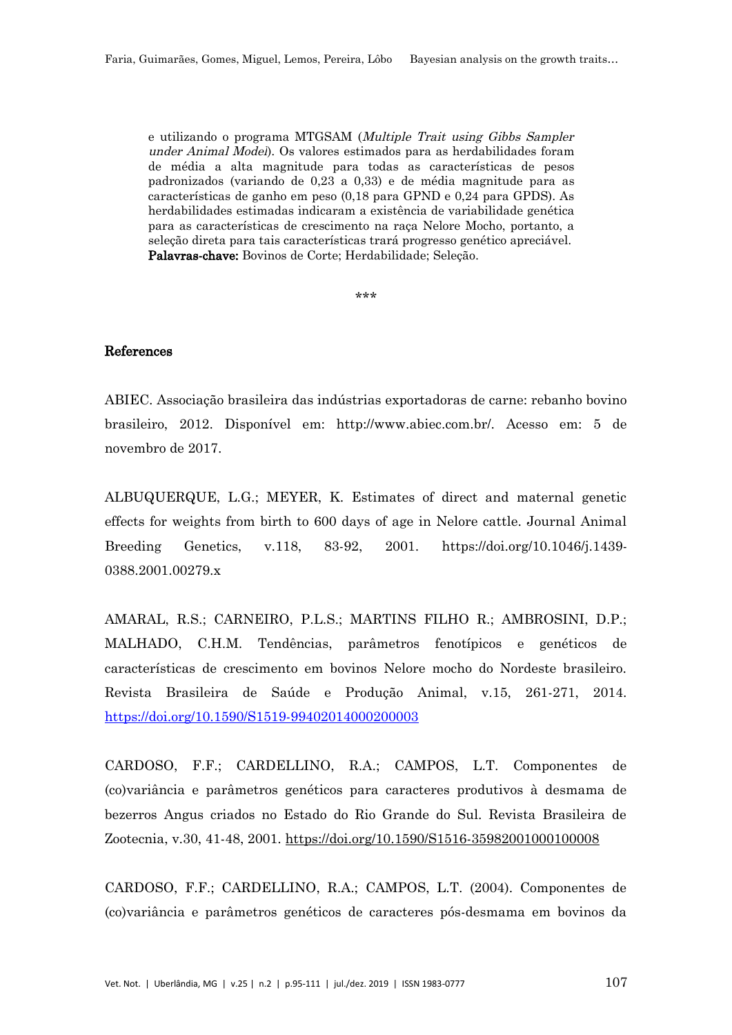e utilizando o programa MTGSAM (*Multiple Trait using Gibbs Sampler under Animal Model*). Os valores estimados para as herdabilidades foram de média a alta magnitude para todas as características de pesos padronizados (variando de 0,23 a 0,33) e de média magnitude para as características de ganho em peso (0,18 para GPND e 0,24 para GPDS). As herdabilidades estimadas indicaram a existência de variabilidade genética para as características de crescimento na raça Nelore Mocho, portanto, a seleção direta para tais características trará progresso genético apreciável.
**Palavras-chave:** Bovinos de Corte; Herdabilidade; Seleção.

\*\*\*

## References

ABIEC. Associação brasileira das indústrias exportadoras de carne: rebanho bovino brasileiro, 2012. Disponível em: http://www.abiec.com.br/. Acesso em: 5 de novembro de 2017.

ALBUQUERQUE, L.G.; MEYER, K. Estimates of direct and maternal genetic effects for weights from birth to 600 days of age in Nelore cattle. Journal Animal Breeding Genetics, v.118, 83-92, 2001. https://doi.org/10.1046/j.1439-0388.2001.00279.x

AMARAL, R.S.; CARNEIRO, P.L.S.; MARTINS FILHO R.; AMBROSINI, D.P.; MALHADO, C.H.M. Tendências, parâmetros fenotípicos e genéticos de características de crescimento em bovinos Nelore mocho do Nordeste brasileiro. Revista Brasileira de Saúde e Produção Animal, v.15, 261-271, 2014. https://doi.org/10.1590/S1519-99402014000200003

CARDOSO, F.F.; CARDELLINO, R.A.; CAMPOS, L.T. Componentes de (co)variância e parâmetros genéticos para caracteres produtivos à desmama de bezerros Angus criados no Estado do Rio Grande do Sul. Revista Brasileira de Zootecnia, v.30, 41-48, 2001. https://doi.org/10.1590/S1516-35982001000100008

CARDOSO, F.F.; CARDELLINO, R.A.; CAMPOS, L.T. (2004). Componentes de (co)variância e parâmetros genéticos de caracteres pós-desmama em bovinos da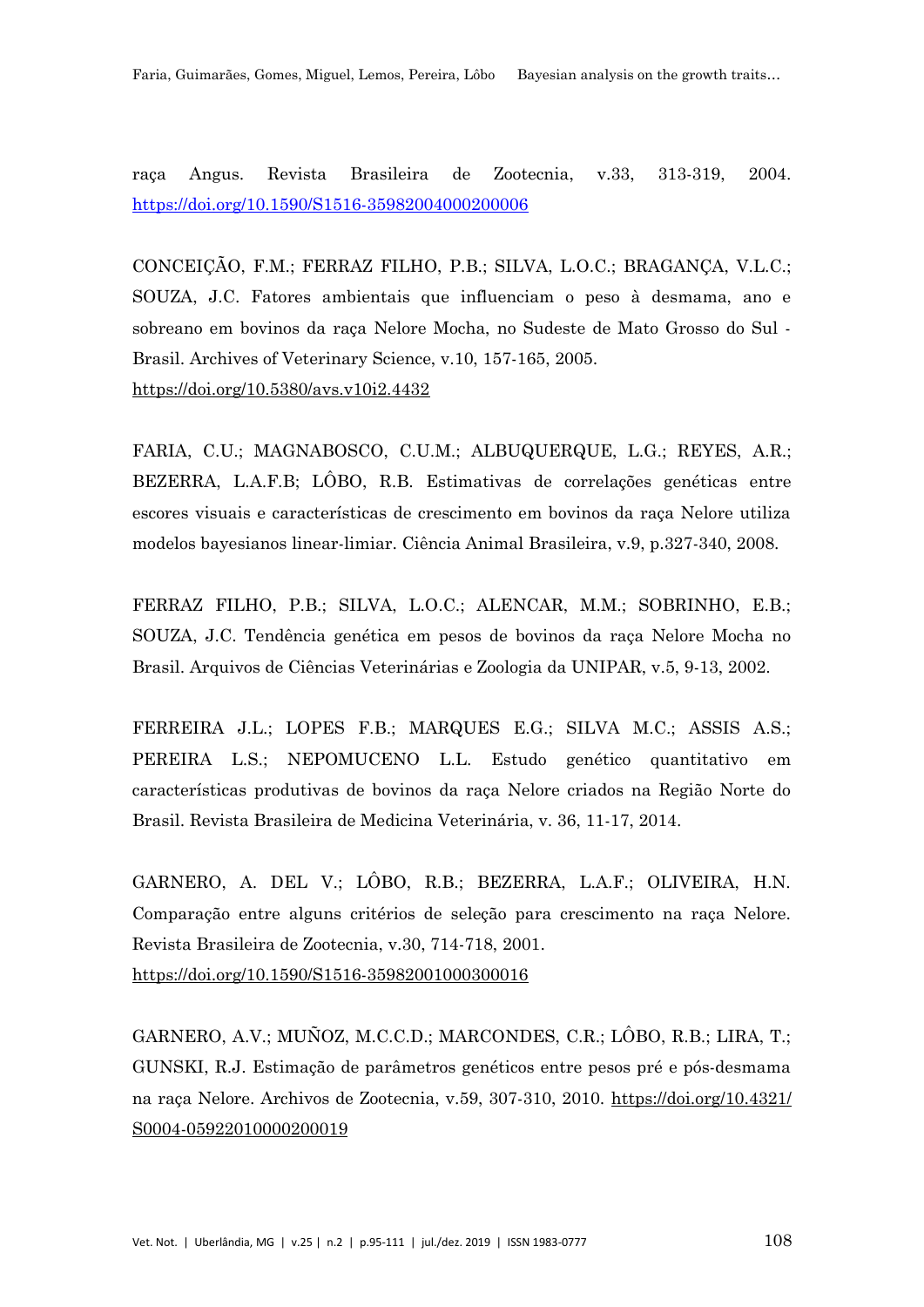raça Angus. Revista Brasileira de Zootecnia, v.33, 313-319, 2004. https://doi.org/10.1590/S1516-35982004000200006

CONCEIÇÃO, F.M.; FERRAZ FILHO, P.B.; SILVA, L.O.C.; BRAGANÇA, V.L.C.; SOUZA, J.C. Fatores ambientais que influenciam o peso à desmama, ano e sobreano em bovinos da raça Nelore Mocha, no Sudeste de Mato Grosso do Sul - Brasil. Archives of Veterinary Science, v.10, 157-165, 2005. https://doi.org/10.5380/avs.v10i2.4432

FARIA, C.U.; MAGNABOSCO, C.U.M.; ALBUQUERQUE, L.G.; REYES, A.R.; BEZERRA, L.A.F.B; LÔBO, R.B. Estimativas de correlações genéticas entre escores visuais e características de crescimento em bovinos da raça Nelore utiliza modelos bayesianos linear-limiar. Ciência Animal Brasileira, v.9, p.327-340, 2008.

FERRAZ FILHO, P.B.; SILVA, L.O.C.; ALENCAR, M.M.; SOBRINHO, E.B.; SOUZA, J.C. Tendência genética em pesos de bovinos da raça Nelore Mocha no Brasil. Arquivos de Ciências Veterinárias e Zoologia da UNIPAR, v.5, 9-13, 2002.

FERREIRA J.L.; LOPES F.B.; MARQUES E.G.; SILVA M.C.; ASSIS A.S.; PEREIRA L.S.; NEPOMUCENO L.L. Estudo genético quantitativo em características produtivas de bovinos da raça Nelore criados na Região Norte do Brasil. Revista Brasileira de Medicina Veterinária, v. 36, 11-17, 2014.

GARNERO, A. DEL V.; LÔBO, R.B.; BEZERRA, L.A.F.; OLIVEIRA, H.N. Comparação entre alguns critérios de seleção para crescimento na raça Nelore. Revista Brasileira de Zootecnia, v.30, 714-718, 2001. https://doi.org/10.1590/S1516-35982001000300016

GARNERO, A.V.; MUÑOZ, M.C.C.D.; MARCONDES, C.R.; LÔBO, R.B.; LIRA, T.; GUNSKI, R.J. Estimação de parâmetros genéticos entre pesos pré e pós-desmama na raça Nelore. Archivos de Zootecnia, v.59, 307-310, 2010. https://doi.org/10.4321/S0004-05922010000200019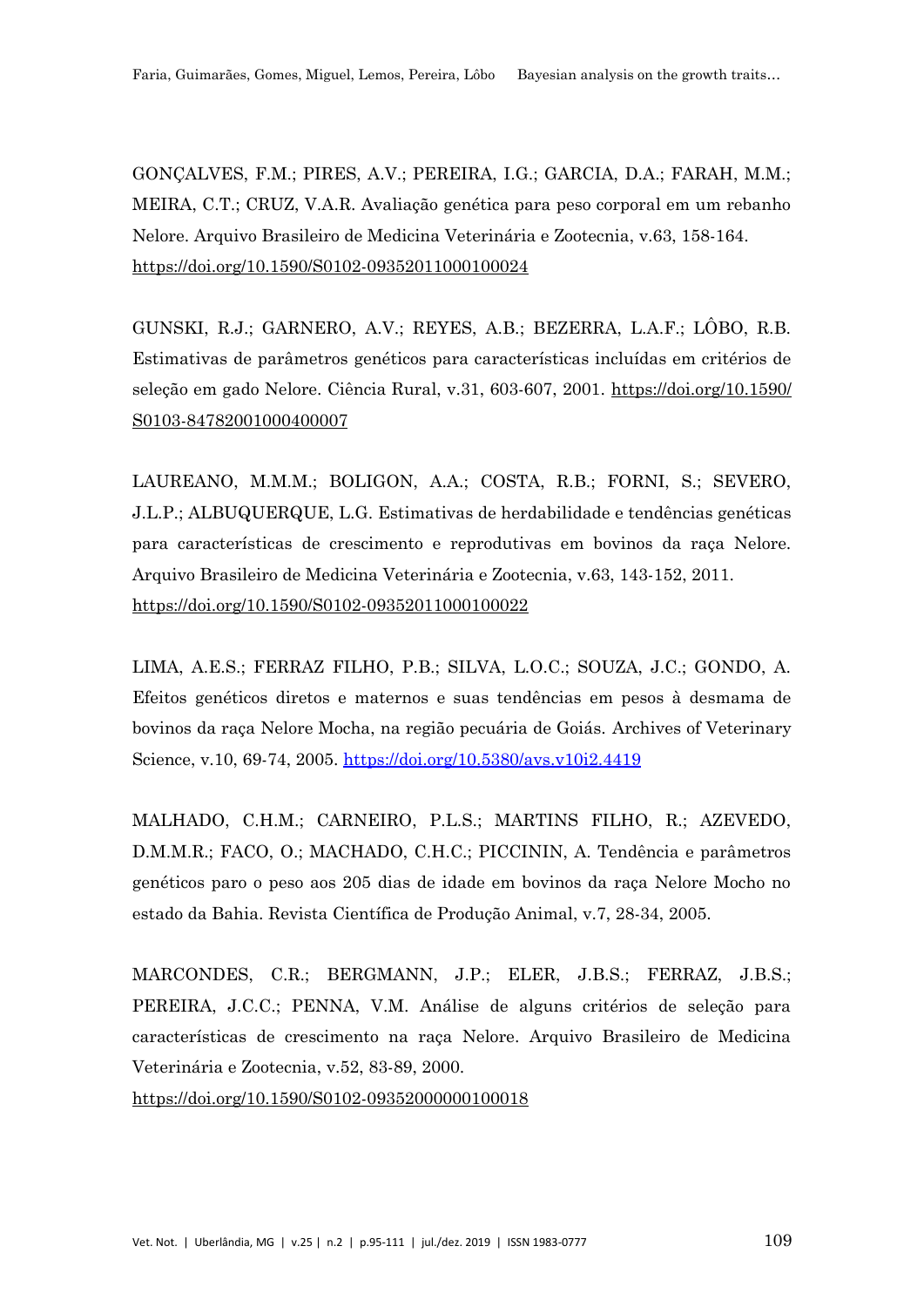GONÇALVES, F.M.; PIRES, A.V.; PEREIRA, I.G.; GARCIA, D.A.; FARAH, M.M.; MEIRA, C.T.; CRUZ, V.A.R. Avaliação genética para peso corporal em um rebanho Nelore. Arquivo Brasileiro de Medicina Veterinária e Zootecnia, v.63, 158-164. https://doi.org/10.1590/S0102-09352011000100024

GUNSKI, R.J.; GARNERO, A.V.; REYES, A.B.; BEZERRA, L.A.F.; LÔBO, R.B. Estimativas de parâmetros genéticos para características incluídas em critérios de seleção em gado Nelore. Ciência Rural, v.31, 603-607, 2001. https://doi.org/10.1590/S0103-84782001000400007

LAUREANO, M.M.M.; BOLIGON, A.A.; COSTA, R.B.; FORNI, S.; SEVERO, J.L.P.; ALBUQUERQUE, L.G. Estimativas de herdabilidade e tendências genéticas para características de crescimento e reprodutivas em bovinos da raça Nelore. Arquivo Brasileiro de Medicina Veterinária e Zootecnia, v.63, 143-152, 2011. https://doi.org/10.1590/S0102-09352011000100022

LIMA, A.E.S.; FERRAZ FILHO, P.B.; SILVA, L.O.C.; SOUZA, J.C.; GONDO, A. Efeitos genéticos diretos e maternos e suas tendências em pesos à desmama de bovinos da raça Nelore Mocha, na região pecuária de Goiás. Archives of Veterinary Science, v.10, 69-74, 2005. https://doi.org/10.5380/avs.v10i2.4419

MALHADO, C.H.M.; CARNEIRO, P.L.S.; MARTINS FILHO, R.; AZEVEDO, D.M.M.R.; FACO, O.; MACHADO, C.H.C.; PICCININ, A. Tendência e parâmetros genéticos paro o peso aos 205 dias de idade em bovinos da raça Nelore Mocho no estado da Bahia. Revista Científica de Produção Animal, v.7, 28-34, 2005.

MARCONDES, C.R.; BERGMANN, J.P.; ELER, J.B.S.; FERRAZ, J.B.S.; PEREIRA, J.C.C.; PENNA, V.M. Análise de alguns critérios de seleção para características de crescimento na raça Nelore. Arquivo Brasileiro de Medicina Veterinária e Zootecnia, v.52, 83-89, 2000.
https://doi.org/10.1590/S0102-09352000000100018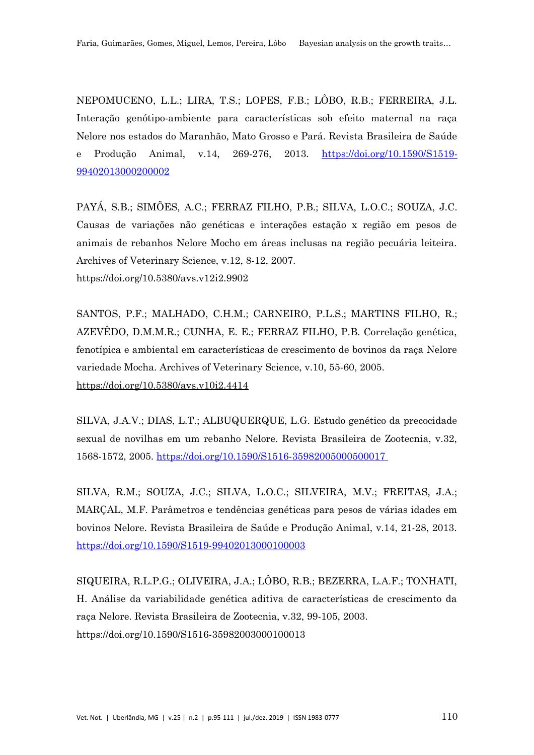NEPOMUCENO, L.L.; LIRA, T.S.; LOPES, F.B.; LÔBO, R.B.; FERREIRA, J.L. Interação genótipo-ambiente para características sob efeito maternal na raça Nelore nos estados do Maranhão, Mato Grosso e Pará. Revista Brasileira de Saúde e Produção Animal, v.14, 269-276, 2013. https://doi.org/10.1590/S1519-99402013000200002

PAYÁ, S.B.; SIMÕES, A.C.; FERRAZ FILHO, P.B.; SILVA, L.O.C.; SOUZA, J.C. Causas de variações não genéticas e interações estação x região em pesos de animais de rebanhos Nelore Mocho em áreas inclusas na região pecuária leiteira. Archives of Veterinary Science, v.12, 8-12, 2007. https://doi.org/10.5380/avs.v12i2.9902

SANTOS, P.F.; MALHADO, C.H.M.; CARNEIRO, P.L.S.; MARTINS FILHO, R.; AZEVÊDO, D.M.M.R.; CUNHA, E. E.; FERRAZ FILHO, P.B. Correlação genética, fenotípica e ambiental em características de crescimento de bovinos da raça Nelore variedade Mocha. Archives of Veterinary Science, v.10, 55-60, 2005. https://doi.org/10.5380/avs.v10i2.4414

SILVA, J.A.V.; DIAS, L.T.; ALBUQUERQUE, L.G. Estudo genético da precocidade sexual de novilhas em um rebanho Nelore. Revista Brasileira de Zootecnia, v.32, 1568-1572, 2005. https://doi.org/10.1590/S1516-35982005000500017

SILVA, R.M.; SOUZA, J.C.; SILVA, L.O.C.; SILVEIRA, M.V.; FREITAS, J.A.; MARÇAL, M.F. Parâmetros e tendências genéticas para pesos de várias idades em bovinos Nelore. Revista Brasileira de Saúde e Produção Animal, v.14, 21-28, 2013. https://doi.org/10.1590/S1519-99402013000100003

SIQUEIRA, R.L.P.G.; OLIVEIRA, J.A.; LÔBO, R.B.; BEZERRA, L.A.F.; TONHATI, H. Análise da variabilidade genética aditiva de características de crescimento da raça Nelore. Revista Brasileira de Zootecnia, v.32, 99-105, 2003. https://doi.org/10.1590/S1516-35982003000100013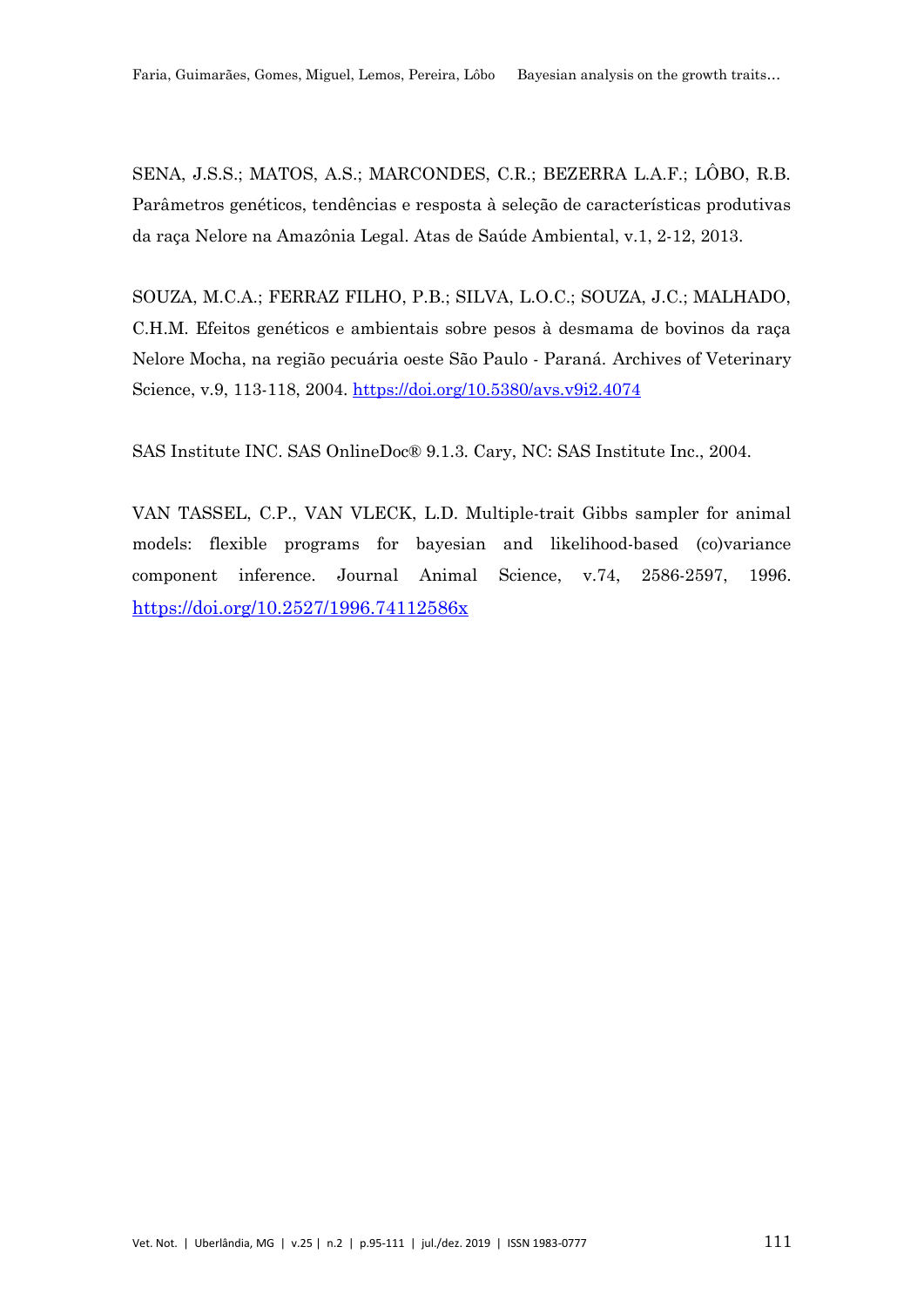SENA, J.S.S.; MATOS, A.S.; MARCONDES, C.R.; BEZERRA L.A.F.; LÔBO, R.B. Parâmetros genéticos, tendências e resposta à seleção de características produtivas da raça Nelore na Amazônia Legal. Atas de Saúde Ambiental, v.1, 2-12, 2013.

SOUZA, M.C.A.; FERRAZ FILHO, P.B.; SILVA, L.O.C.; SOUZA, J.C.; MALHADO, C.H.M. Efeitos genéticos e ambientais sobre pesos à desmama de bovinos da raça Nelore Mocha, na região pecuária oeste São Paulo - Paraná. Archives of Veterinary Science, v.9, 113-118, 2004. https://doi.org/10.5380/avs.v9i2.4074

SAS Institute INC. SAS OnlineDoc® 9.1.3. Cary, NC: SAS Institute Inc., 2004.

VAN TASSEL, C.P., VAN VLECK, L.D. Multiple-trait Gibbs sampler for animal models: flexible programs for bayesian and likelihood-based (co)variance component inference. Journal Animal Science, v.74, 2586-2597, 1996. https://doi.org/10.2527/1996.74112586x